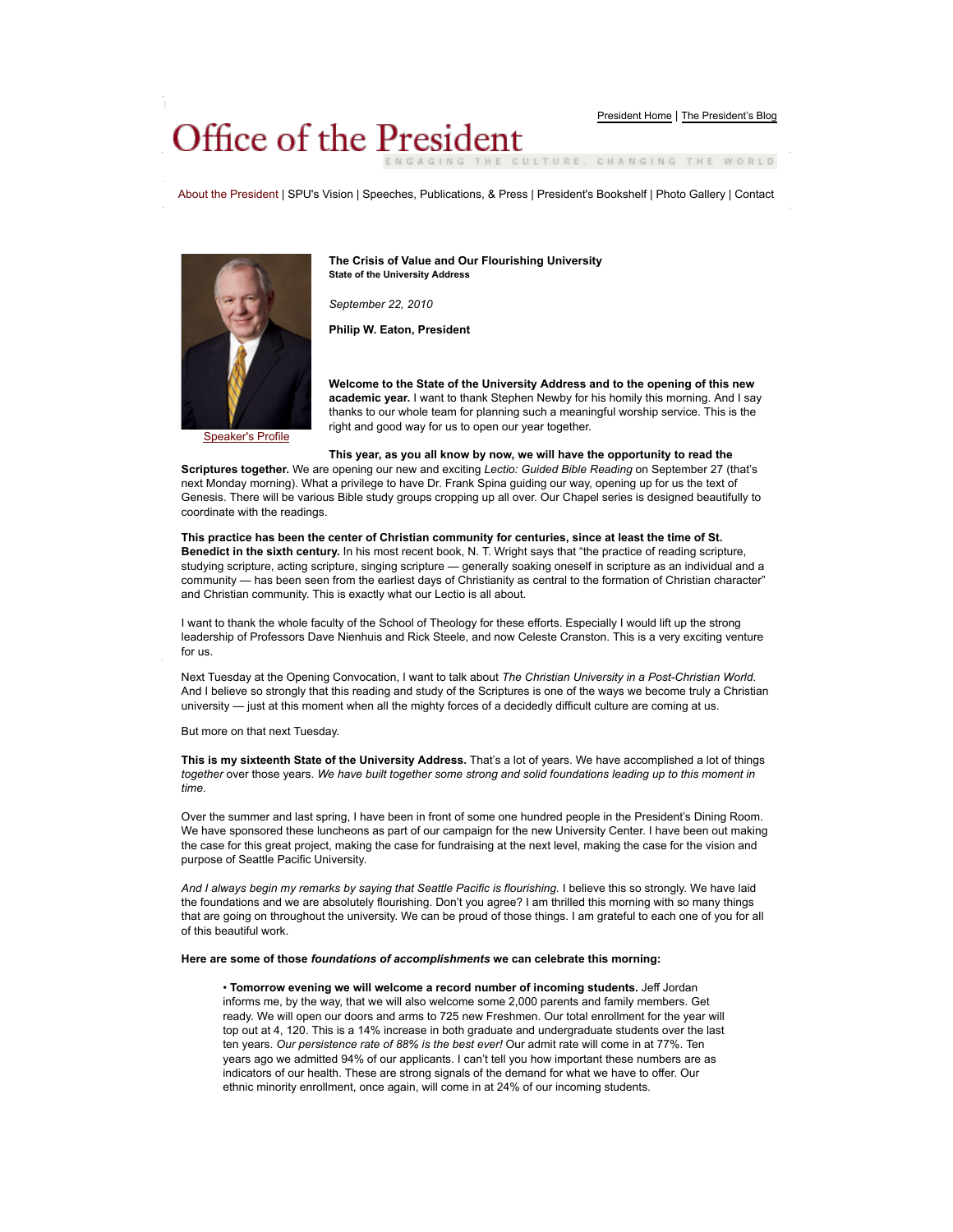President Home | The President's Blog

# Office of the President

ENGAGING THE CULTURE. CHANGING THE WORLD

About the President | SPU's Vision | Speeches, Publications, & Press | President's Bookshelf | Photo Gallery | Contact

Speaker's Profile

## The Crisis of Value and Our Flourishing University

**State of the University Address**

*September 22, 2010*

**Philip W. Eaton, President**

**Welcome to the State of the University Address and to the opening of this new academic year.** I want to thank Stephen Newby for his homily this morning. And I say thanks to our whole team for planning such a meaningful worship service. This is the right and good way for us to open our year together.

**This year, as you all know by now, we will have the opportunity to read the Scriptures together.** We are opening our new and exciting *Lectio: Guided Bible Reading* on September 27 (that's next Monday morning). What a privilege to have Dr. Frank Spina guiding our way, opening up for us the text of Genesis. There will be various Bible study groups cropping up all over. Our Chapel series is designed beautifully to coordinate with the readings.

**This practice has been the center of Christian community for centuries, since at least the time of St. Benedict in the sixth century.** In his most recent book, N. T. Wright says that "the practice of reading scripture, studying scripture, acting scripture, singing scripture — generally soaking oneself in scripture as an individual and a community — has been seen from the earliest days of Christianity as central to the formation of Christian character" and Christian community. This is exactly what our Lectio is all about.

I want to thank the whole faculty of the School of Theology for these efforts. Especially I would lift up the strong leadership of Professors Dave Nienhuis and Rick Steele, and now Celeste Cranston. This is a very exciting venture for us.

Next Tuesday at the Opening Convocation, I want to talk about *The Christian University in a Post-Christian World*. And I believe so strongly that this reading and study of the Scriptures is one of the ways we become truly a Christian university — just at this moment when all the mighty forces of a decidedly difficult culture are coming at us.

But more on that next Tuesday.

**This is my sixteenth State of the University Address.** That's a lot of years. We have accomplished a lot of things *together* over those years. *We have built together some strong and solid foundations leading up to this moment in time.*

Over the summer and last spring, I have been in front of some one hundred people in the President's Dining Room. We have sponsored these luncheons as part of our campaign for the new University Center. I have been out making the case for this great project, making the case for fundraising at the next level, making the case for the vision and purpose of Seattle Pacific University.

*And I always begin my remarks by saying that Seattle Pacific is flourishing.* I believe this so strongly. We have laid the foundations and we are absolutely flourishing. Don't you agree? I am thrilled this morning with so many things that are going on throughout the university. We can be proud of those things. I am grateful to each one of you for all of this beautiful work.

**Here are some of those *foundations of accomplishments* we can celebrate this morning:**

- **Tomorrow evening we will welcome a record number of incoming students.** Jeff Jordan informs me, by the way, that we will also welcome some 2,000 parents and family members. Get ready. We will open our doors and arms to 725 new Freshmen. Our total enrollment for the year will top out at 4, 120. This is a 14% increase in both graduate and undergraduate students over the last ten years. *Our persistence rate of 88% is the best ever!* Our admit rate will come in at 77%. Ten years ago we admitted 94% of our applicants. I can't tell you how important these numbers are as indicators of our health. These are strong signals of the demand for what we have to offer. Our ethnic minority enrollment, once again, will come in at 24% of our incoming students.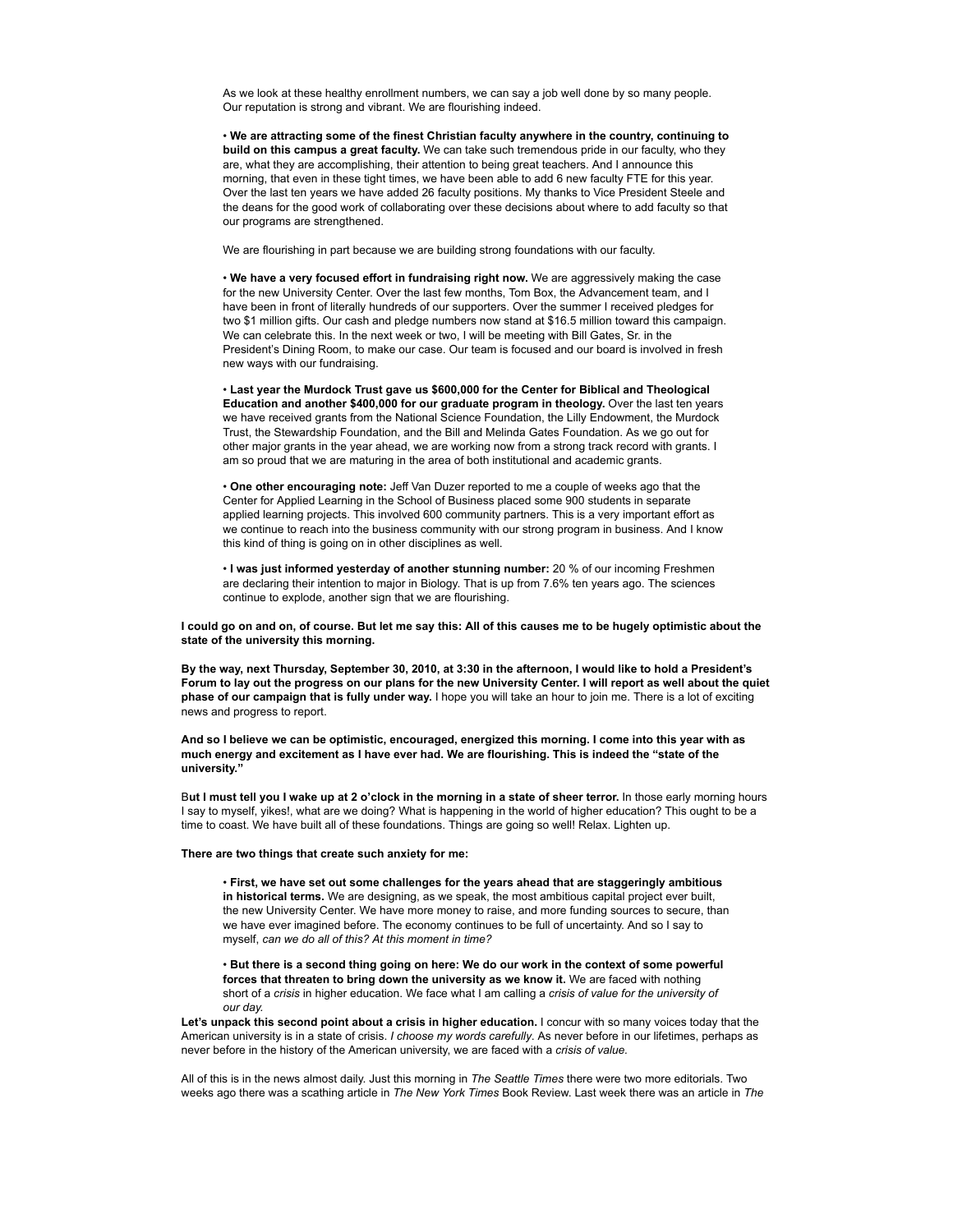As we look at these healthy enrollment numbers, we can say a job well done by so many people. Our reputation is strong and vibrant. We are flourishing indeed.

• **We are attracting some of the finest Christian faculty anywhere in the country, continuing to build on this campus a great faculty.** We can take such tremendous pride in our faculty, who they are, what they are accomplishing, their attention to being great teachers. And I announce this morning, that even in these tight times, we have been able to add 6 new faculty FTE for this year. Over the last ten years we have added 26 faculty positions. My thanks to Vice President Steele and the deans for the good work of collaborating over these decisions about where to add faculty so that our programs are strengthened.

We are flourishing in part because we are building strong foundations with our faculty.

• **We have a very focused effort in fundraising right now.** We are aggressively making the case for the new University Center. Over the last few months, Tom Box, the Advancement team, and I have been in front of literally hundreds of our supporters. Over the summer I received pledges for two $1 million gifts. Our cash and pledge numbers now stand at $16.5 million toward this campaign. We can celebrate this. In the next week or two, I will be meeting with Bill Gates, Sr. in the President's Dining Room, to make our case. Our team is focused and our board is involved in fresh new ways with our fundraising.

• **Last year the Murdock Trust gave us $600,000 for the Center for Biblical and Theological Education and another $400,000 for our graduate program in theology.** Over the last ten years we have received grants from the National Science Foundation, the Lilly Endowment, the Murdock Trust, the Stewardship Foundation, and the Bill and Melinda Gates Foundation. As we go out for other major grants in the year ahead, we are working now from a strong track record with grants. I am so proud that we are maturing in the area of both institutional and academic grants.

• **One other encouraging note:** Jeff Van Duzer reported to me a couple of weeks ago that the Center for Applied Learning in the School of Business placed some 900 students in separate applied learning projects. This involved 600 community partners. This is a very important effort as we continue to reach into the business community with our strong program in business. And I know this kind of thing is going on in other disciplines as well.

• **I was just informed yesterday of another stunning number:** 20 % of our incoming Freshmen are declaring their intention to major in Biology. That is up from 7.6% ten years ago. The sciences continue to explode, another sign that we are flourishing.

**I could go on and on, of course. But let me say this: All of this causes me to be hugely optimistic about the state of the university this morning.**

**By the way, next Thursday, September 30, 2010, at 3:30 in the afternoon, I would like to hold a President's Forum to lay out the progress on our plans for the new University Center. I will report as well about the quiet phase of our campaign that is fully under way.** I hope you will take an hour to join me. There is a lot of exciting news and progress to report.

**And so I believe we can be optimistic, encouraged, energized this morning. I come into this year with as much energy and excitement as I have ever had. We are flourishing. This is indeed the "state of the university."**

B**ut I must tell you I wake up at 2 o'clock in the morning in a state of sheer terror.** In those early morning hours I say to myself, yikes!, what are we doing? What is happening in the world of higher education? This ought to be a time to coast. We have built all of these foundations. Things are going so well! Relax. Lighten up.

**There are two things that create such anxiety for me:**

• **First, we have set out some challenges for the years ahead that are staggeringly ambitious in historical terms.** We are designing, as we speak, the most ambitious capital project ever built, the new University Center. We have more money to raise, and more funding sources to secure, than we have ever imagined before. The economy continues to be full of uncertainty. And so I say to myself, *can we do all of this? At this moment in time?*

• **But there is a second thing going on here: We do our work in the context of some powerful forces that threaten to bring down the university as we know it.** We are faced with nothing short of a *crisis* in higher education. We face what I am calling a *crisis of value for the university of our day.*

**Let's unpack this second point about a crisis in higher education.** I concur with so many voices today that the American university is in a state of crisis. *I choose my words carefully.* As never before in our lifetimes, perhaps as never before in the history of the American university, we are faced with a *crisis of value.*

All of this is in the news almost daily. Just this morning in *The Seattle Times* there were two more editorials. Two weeks ago there was a scathing article in *The New York Times* Book Review. Last week there was an article in *The*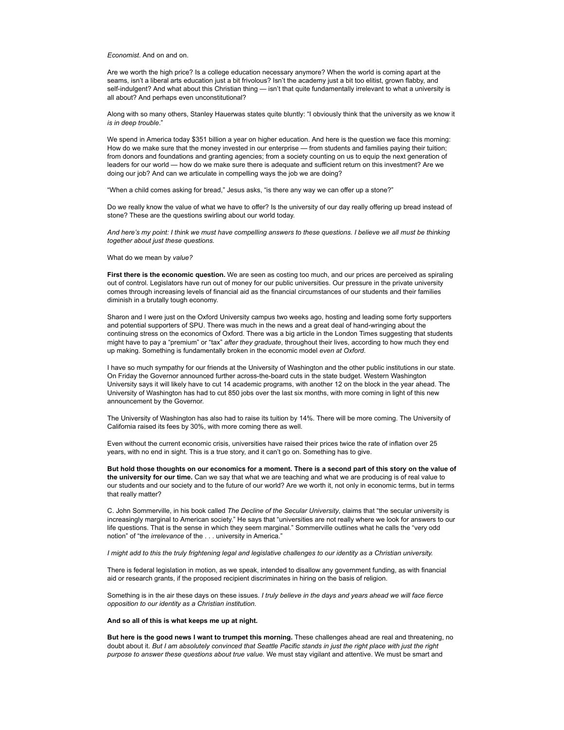*Economist*. And on and on.

Are we worth the high price? Is a college education necessary anymore? When the world is coming apart at the seams, isn't a liberal arts education just a bit frivolous? Isn't the academy just a bit too elitist, grown flabby, and self-indulgent? And what about this Christian thing — isn't that quite fundamentally irrelevant to what a university is all about? And perhaps even unconstitutional?

Along with so many others, Stanley Hauerwas states quite bluntly: "I obviously think that the university as we know it *is in deep trouble*."

We spend in America today $351 billion a year on higher education. And here is the question we face this morning: How do we make sure that the money invested in our enterprise — from students and families paying their tuition; from donors and foundations and granting agencies; from a society counting on us to equip the next generation of leaders for our world — how do we make sure there is adequate and sufficient return on this investment? Are we doing our job? And can we articulate in compelling ways the job we are doing?

"When a child comes asking for bread," Jesus asks, "is there any way we can offer up a stone?"

Do we really know the value of what we have to offer? Is the university of our day really offering up bread instead of stone? These are the questions swirling about our world today.

*And here's my point: I think we must have compelling answers to these questions. I believe we all must be thinking together about just these questions.*

What do we mean by *value?*

**First there is the economic question.** We are seen as costing too much, and our prices are perceived as spiraling out of control. Legislators have run out of money for our public universities. Our pressure in the private university comes through increasing levels of financial aid as the financial circumstances of our students and their families diminish in a brutally tough economy.

Sharon and I were just on the Oxford University campus two weeks ago, hosting and leading some forty supporters and potential supporters of SPU. There was much in the news and a great deal of hand-wringing about the continuing stress on the economics of Oxford. There was a big article in the London Times suggesting that students might have to pay a "premium" or "tax" *after they graduate*, throughout their lives, according to how much they end up making. Something is fundamentally broken in the economic model *even at Oxford*.

I have so much sympathy for our friends at the University of Washington and the other public institutions in our state. On Friday the Governor announced further across-the-board cuts in the state budget. Western Washington University says it will likely have to cut 14 academic programs, with another 12 on the block in the year ahead. The University of Washington has had to cut 850 jobs over the last six months, with more coming in light of this new announcement by the Governor.

The University of Washington has also had to raise its tuition by 14%. There will be more coming. The University of California raised its fees by 30%, with more coming there as well.

Even without the current economic crisis, universities have raised their prices twice the rate of inflation over 25 years, with no end in sight. This is a true story, and it can't go on. Something has to give.

**But hold those thoughts on our economics for a moment. There is a second part of this story on the value of the university for our time.** Can we say that what we are teaching and what we are producing is of real value to our students and our society and to the future of our world? Are we worth it, not only in economic terms, but in terms that really matter?

C. John Sommerville, in his book called *The Decline of the Secular University*, claims that "the secular university is increasingly marginal to American society." He says that "universities are not really where we look for answers to our life questions. That is the sense in which they seem marginal." Sommerville outlines what he calls the "very odd notion" of "the *irrelevance* of the . . . university in America."

*I might add to this the truly frightening legal and legislative challenges to our identity as a Christian university.*

There is federal legislation in motion, as we speak, intended to disallow any government funding, as with financial aid or research grants, if the proposed recipient discriminates in hiring on the basis of religion.

Something is in the air these days on these issues. *I truly believe in the days and years ahead we will face fierce opposition to our identity as a Christian institution.*

**And so all of this is what keeps me up at night.**

**But here is the good news I want to trumpet this morning.** These challenges ahead are real and threatening, no doubt about it. *But I am absolutely convinced that Seattle Pacific stands in just the right place with just the right purpose to answer these questions about true value.* We must stay vigilant and attentive. We must be smart and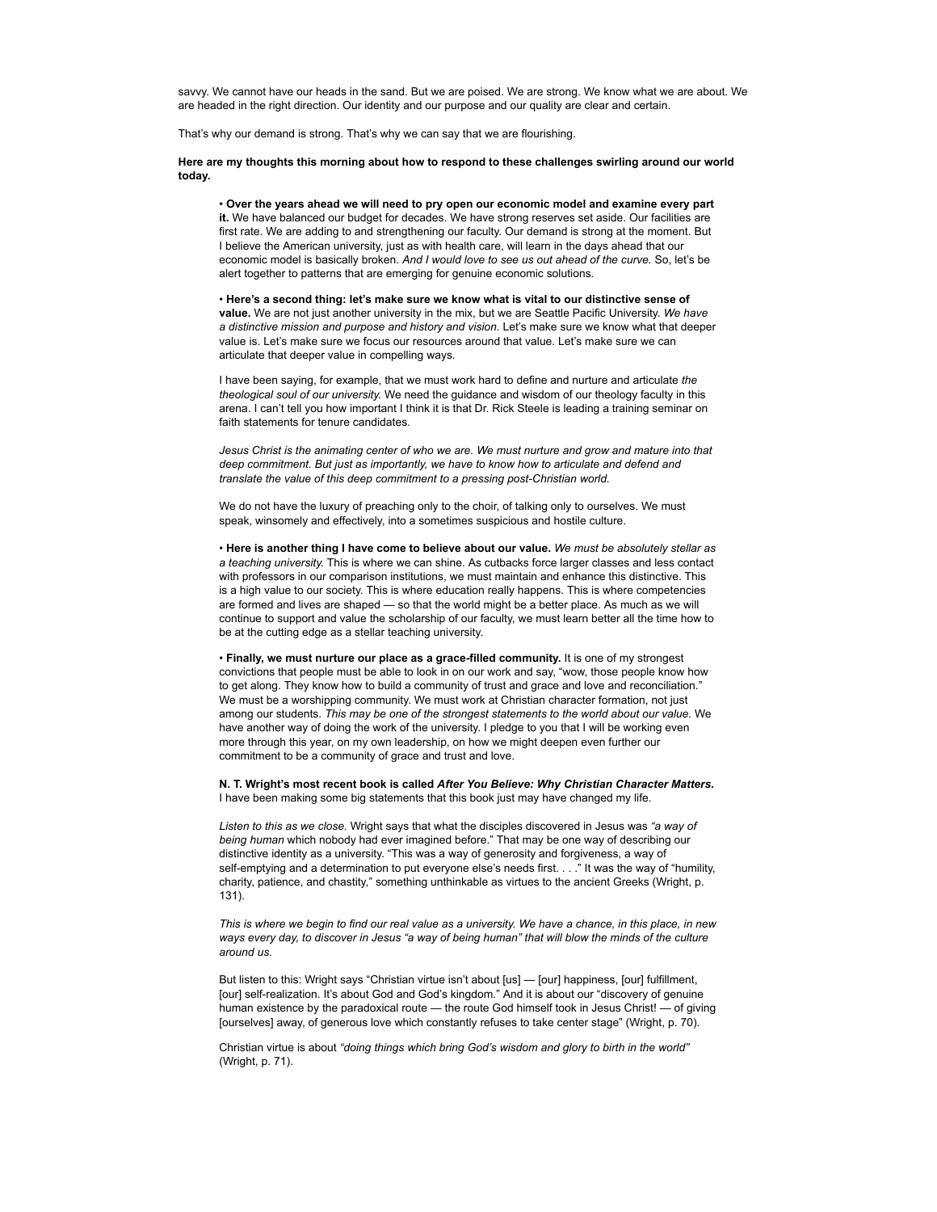savvy. We cannot have our heads in the sand. But we are poised. We are strong. We know what we are about. We are headed in the right direction. Our identity and our purpose and our quality are clear and certain.

That's why our demand is strong. That's why we can say that we are flourishing.

**Here are my thoughts this morning about how to respond to these challenges swirling around our world today.**

• **Over the years ahead we will need to pry open our economic model and examine every part it.** We have balanced our budget for decades. We have strong reserves set aside. Our facilities are first rate. We are adding to and strengthening our faculty. Our demand is strong at the moment. But I believe the American university, just as with health care, will learn in the days ahead that our economic model is basically broken. *And I would love to see us out ahead of the curve.* So, let's be alert together to patterns that are emerging for genuine economic solutions.

• **Here's a second thing: let's make sure we know what is vital to our distinctive sense of value.** We are not just another university in the mix, but we are Seattle Pacific University. *We have a distinctive mission and purpose and history and vision.* Let's make sure we know what that deeper value is. Let's make sure we focus our resources around that value. Let's make sure we can articulate that deeper value in compelling ways.

I have been saying, for example, that we must work hard to define and nurture and articulate *the theological soul of our university.* We need the guidance and wisdom of our theology faculty in this arena. I can't tell you how important I think it is that Dr. Rick Steele is leading a training seminar on faith statements for tenure candidates.

*Jesus Christ is the animating center of who we are. We must nurture and grow and mature into that deep commitment. But just as importantly, we have to know how to articulate and defend and translate the value of this deep commitment to a pressing post-Christian world.*

We do not have the luxury of preaching only to the choir, of talking only to ourselves. We must speak, winsomely and effectively, into a sometimes suspicious and hostile culture.

• **Here is another thing I have come to believe about our value.** *We must be absolutely stellar as a teaching university.* This is where we can shine. As cutbacks force larger classes and less contact with professors in our comparison institutions, we must maintain and enhance this distinctive. This is a high value to our society. This is where education really happens. This is where competencies are formed and lives are shaped — so that the world might be a better place. As much as we will continue to support and value the scholarship of our faculty, we must learn better all the time how to be at the cutting edge as a stellar teaching university.

• **Finally, we must nurture our place as a grace-filled community.** It is one of my strongest convictions that people must be able to look in on our work and say, "wow, those people know how to get along. They know how to build a community of trust and grace and love and reconciliation." We must be a worshipping community. We must work at Christian character formation, not just among our students. *This may be one of the strongest statements to the world about our value.* We have another way of doing the work of the university. I pledge to you that I will be working even more through this year, on my own leadership, on how we might deepen even further our commitment to be a community of grace and trust and love.

**N. T. Wright's most recent book is called *After You Believe: Why Christian Character Matters.*** I have been making some big statements that this book just may have changed my life.

*Listen to this as we close.* Wright says that what the disciples discovered in Jesus was *"a way of being human* which nobody had ever imagined before." That may be one way of describing our distinctive identity as a university. "This was a way of generosity and forgiveness, a way of self-emptying and a determination to put everyone else's needs first. . . ." It was the way of "humility, charity, patience, and chastity," something unthinkable as virtues to the ancient Greeks (Wright, p. 131).

*This is where we begin to find our real value as a university. We have a chance, in this place, in new ways every day, to discover in Jesus "a way of being human" that will blow the minds of the culture around us.*

But listen to this: Wright says "Christian virtue isn't about [us] — [our] happiness, [our] fulfillment, [our] self-realization. It's about God and God's kingdom." And it is about our "discovery of genuine human existence by the paradoxical route — the route God himself took in Jesus Christ! — of giving [ourselves] away, of generous love which constantly refuses to take center stage" (Wright, p. 70).

Christian virtue is about *"doing things which bring God's wisdom and glory to birth in the world"* (Wright, p. 71).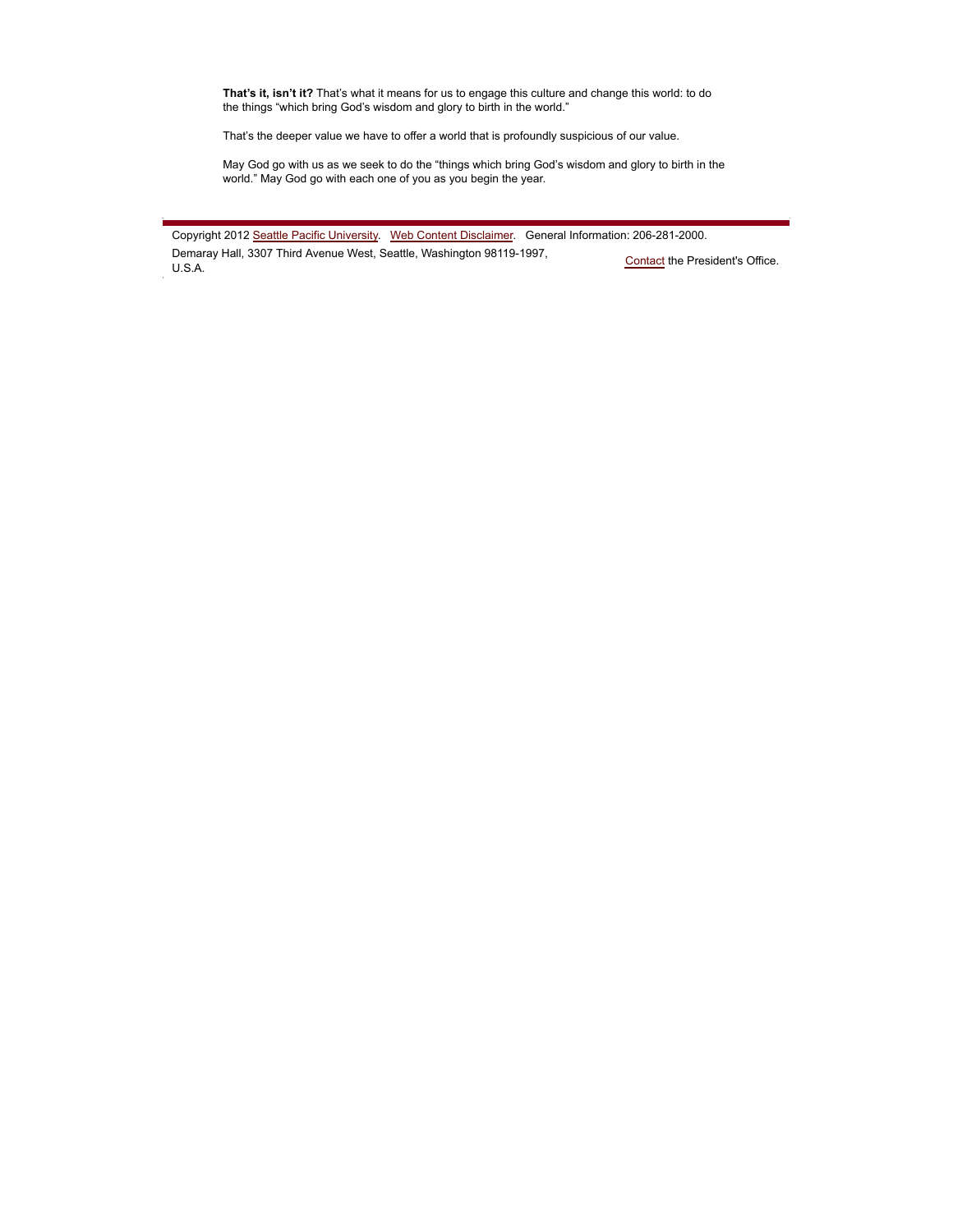**That's it, isn't it?** That's what it means for us to engage this culture and change this world: to do the things "which bring God's wisdom and glory to birth in the world."

That's the deeper value we have to offer a world that is profoundly suspicious of our value.

May God go with us as we seek to do the "things which bring God's wisdom and glory to birth in the world." May God go with each one of you as you begin the year.

---

Copyright 2012 Seattle Pacific University. Web Content Disclaimer. General Information: 206-281-2000.

Demaray Hall, 3307 Third Avenue West, Seattle, Washington 98119-1997, U.S.A.

Contact the President's Office.